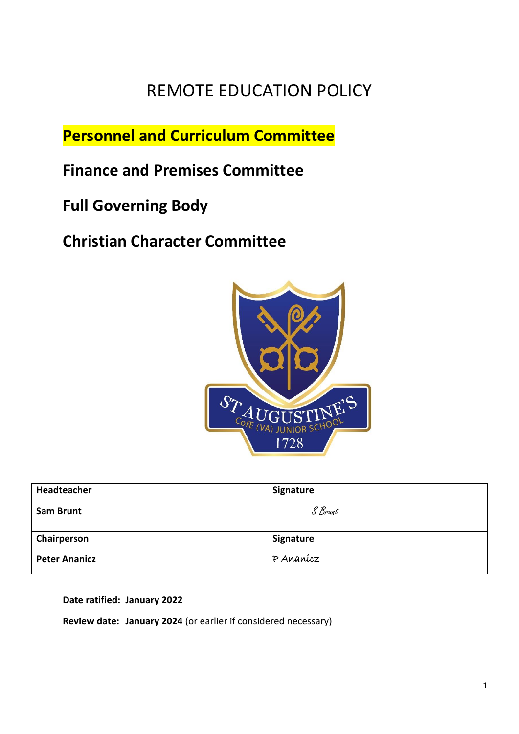# REMOTE EDUCATION POLICY

**Personnel and Curriculum Committee**

**Finance and Premises Committee**

**Full Governing Body**

**Christian Character Committee**

| **Headteacher** | **Signature** |
| --- | --- |
| **Sam Brunt** | S Brunt |
| **Chairperson** | **Signature** |
| **Peter Ananicz** | P Ananicz |

**Date ratified: January 2022**

**Review date: January 2024** (or earlier if considered necessary)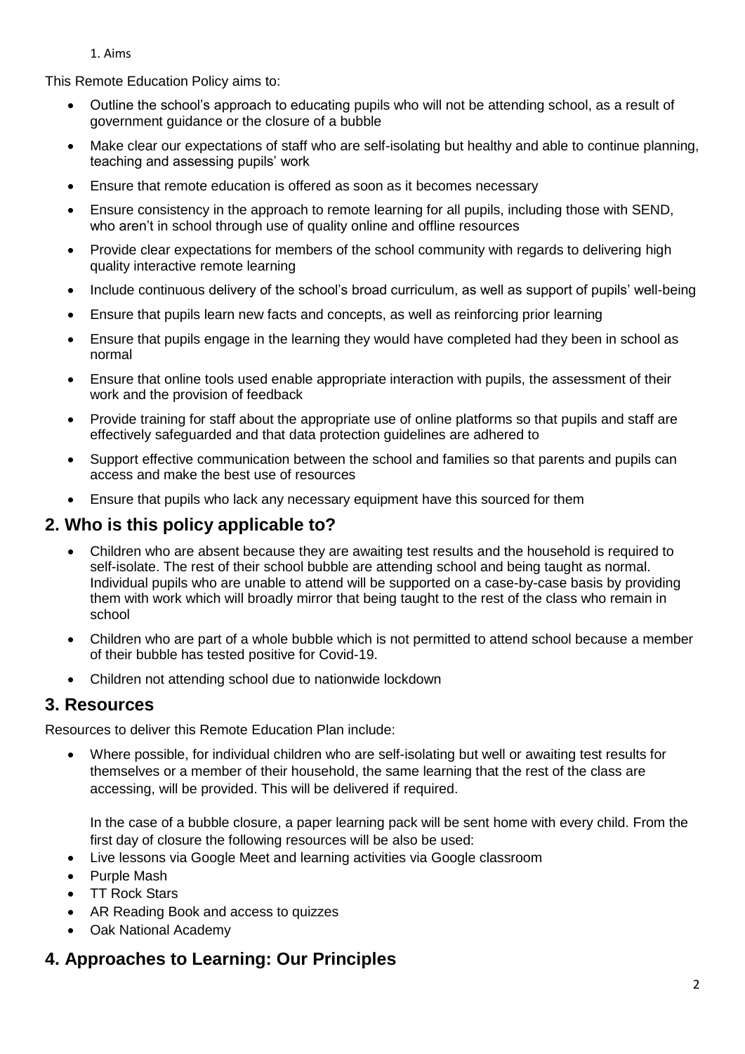## 1. Aims

This Remote Education Policy aims to:

- Outline the school's approach to educating pupils who will not be attending school, as a result of government guidance or the closure of a bubble
- Make clear our expectations of staff who are self-isolating but healthy and able to continue planning, teaching and assessing pupils' work
- Ensure that remote education is offered as soon as it becomes necessary
- Ensure consistency in the approach to remote learning for all pupils, including those with SEND, who aren't in school through use of quality online and offline resources
- Provide clear expectations for members of the school community with regards to delivering high quality interactive remote learning
- Include continuous delivery of the school's broad curriculum, as well as support of pupils' well-being
- Ensure that pupils learn new facts and concepts, as well as reinforcing prior learning
- Ensure that pupils engage in the learning they would have completed had they been in school as normal
- Ensure that online tools used enable appropriate interaction with pupils, the assessment of their work and the provision of feedback
- Provide training for staff about the appropriate use of online platforms so that pupils and staff are effectively safeguarded and that data protection guidelines are adhered to
- Support effective communication between the school and families so that parents and pupils can access and make the best use of resources
- Ensure that pupils who lack any necessary equipment have this sourced for them

## 2. Who is this policy applicable to?

- Children who are absent because they are awaiting test results and the household is required to self-isolate. The rest of their school bubble are attending school and being taught as normal. Individual pupils who are unable to attend will be supported on a case-by-case basis by providing them with work which will broadly mirror that being taught to the rest of the class who remain in school
- Children who are part of a whole bubble which is not permitted to attend school because a member of their bubble has tested positive for Covid-19.
- Children not attending school due to nationwide lockdown

## 3. Resources

Resources to deliver this Remote Education Plan include:

- Where possible, for individual children who are self-isolating but well or awaiting test results for themselves or a member of their household, the same learning that the rest of the class are accessing, will be provided. This will be delivered if required.

  In the case of a bubble closure, a paper learning pack will be sent home with every child. From the first day of closure the following resources will be also be used:
- Live lessons via Google Meet and learning activities via Google classroom
- Purple Mash
- TT Rock Stars
- AR Reading Book and access to quizzes
- Oak National Academy

## 4. Approaches to Learning: Our Principles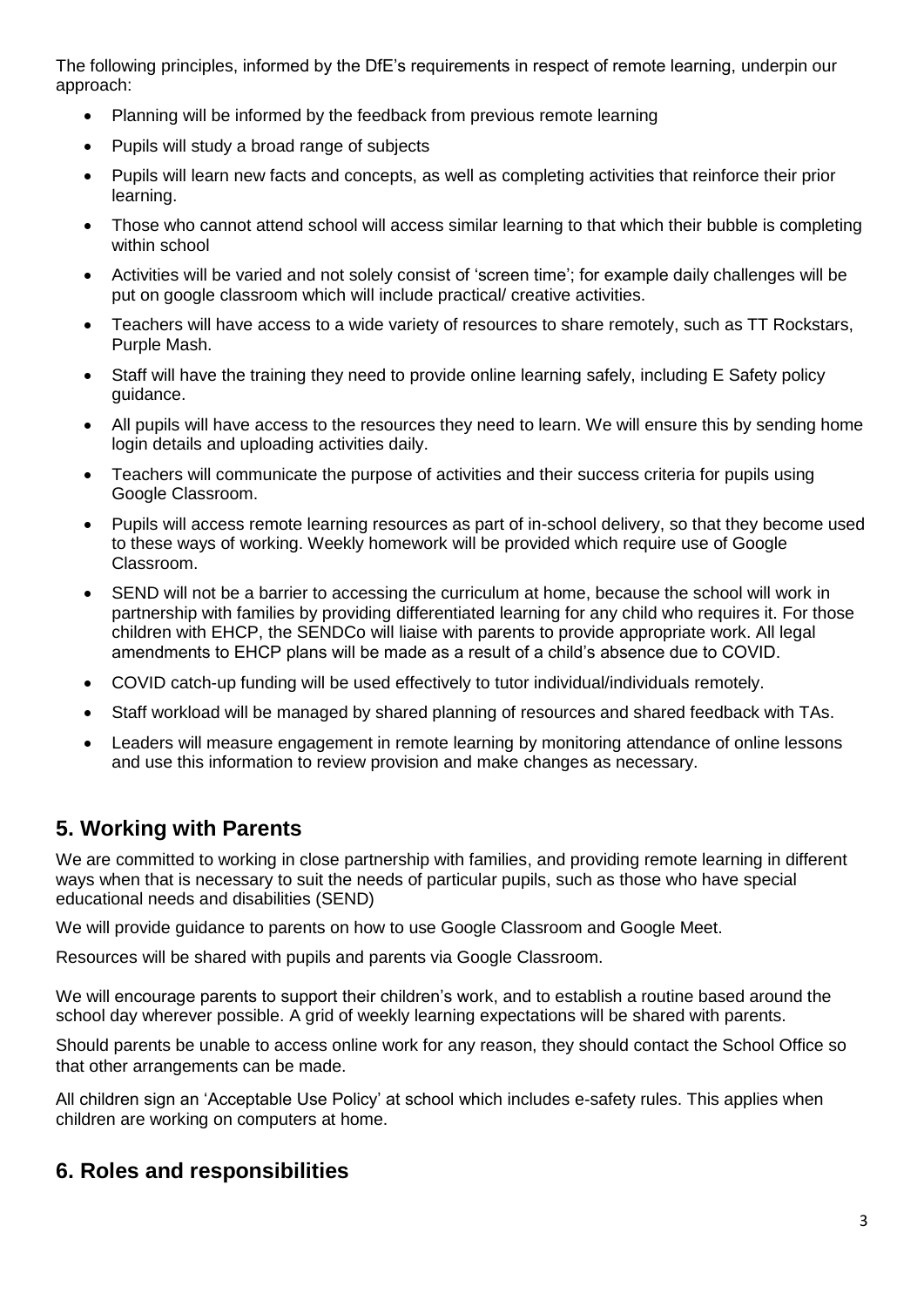The following principles, informed by the DfE's requirements in respect of remote learning, underpin our approach:

- Planning will be informed by the feedback from previous remote learning
- Pupils will study a broad range of subjects
- Pupils will learn new facts and concepts, as well as completing activities that reinforce their prior learning.
- Those who cannot attend school will access similar learning to that which their bubble is completing within school
- Activities will be varied and not solely consist of 'screen time'; for example daily challenges will be put on google classroom which will include practical/ creative activities.
- Teachers will have access to a wide variety of resources to share remotely, such as TT Rockstars, Purple Mash.
- Staff will have the training they need to provide online learning safely, including E Safety policy guidance.
- All pupils will have access to the resources they need to learn. We will ensure this by sending home login details and uploading activities daily.
- Teachers will communicate the purpose of activities and their success criteria for pupils using Google Classroom.
- Pupils will access remote learning resources as part of in-school delivery, so that they become used to these ways of working. Weekly homework will be provided which require use of Google Classroom.
- SEND will not be a barrier to accessing the curriculum at home, because the school will work in partnership with families by providing differentiated learning for any child who requires it. For those children with EHCP, the SENDCo will liaise with parents to provide appropriate work. All legal amendments to EHCP plans will be made as a result of a child's absence due to COVID.
- COVID catch-up funding will be used effectively to tutor individual/individuals remotely.
- Staff workload will be managed by shared planning of resources and shared feedback with TAs.
- Leaders will measure engagement in remote learning by monitoring attendance of online lessons and use this information to review provision and make changes as necessary.

## 5. Working with Parents

We are committed to working in close partnership with families, and providing remote learning in different ways when that is necessary to suit the needs of particular pupils, such as those who have special educational needs and disabilities (SEND)

We will provide guidance to parents on how to use Google Classroom and Google Meet.

Resources will be shared with pupils and parents via Google Classroom.

We will encourage parents to support their children's work, and to establish a routine based around the school day wherever possible. A grid of weekly learning expectations will be shared with parents.

Should parents be unable to access online work for any reason, they should contact the School Office so that other arrangements can be made.

All children sign an 'Acceptable Use Policy' at school which includes e-safety rules. This applies when children are working on computers at home.

## 6. Roles and responsibilities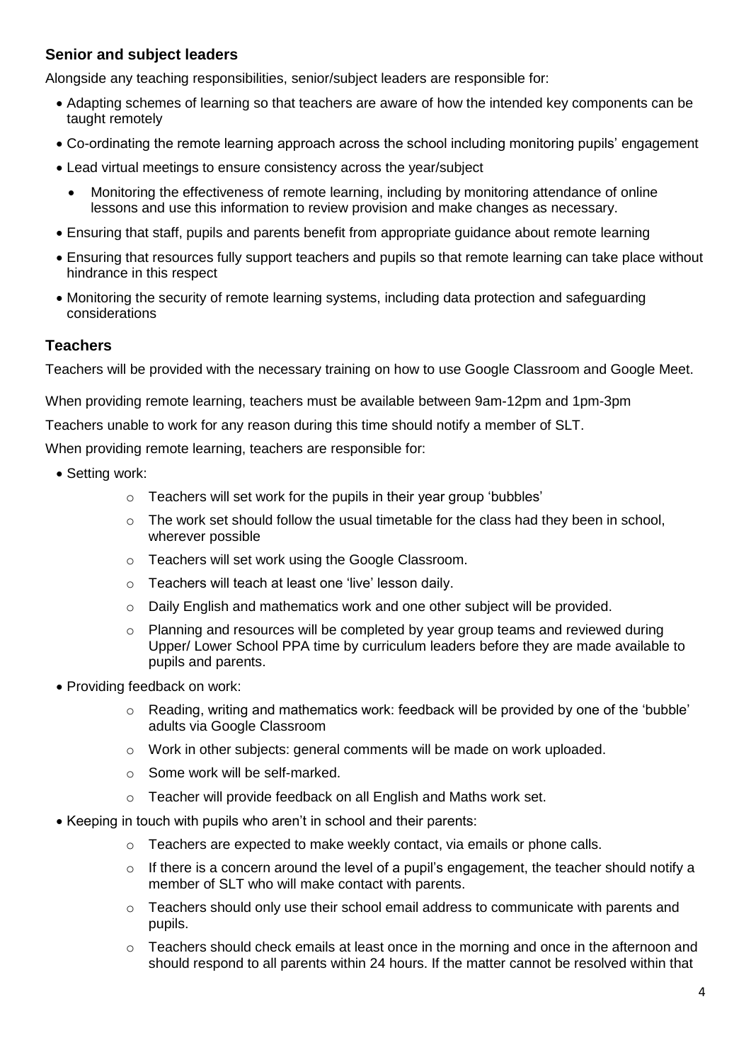### Senior and subject leaders

Alongside any teaching responsibilities, senior/subject leaders are responsible for:

- Adapting schemes of learning so that teachers are aware of how the intended key components can be taught remotely
- Co-ordinating the remote learning approach across the school including monitoring pupils' engagement
- Lead virtual meetings to ensure consistency across the year/subject
  - Monitoring the effectiveness of remote learning, including by monitoring attendance of online lessons and use this information to review provision and make changes as necessary.
- Ensuring that staff, pupils and parents benefit from appropriate guidance about remote learning
- Ensuring that resources fully support teachers and pupils so that remote learning can take place without hindrance in this respect
- Monitoring the security of remote learning systems, including data protection and safeguarding considerations

### Teachers

Teachers will be provided with the necessary training on how to use Google Classroom and Google Meet.

When providing remote learning, teachers must be available between 9am-12pm and 1pm-3pm

Teachers unable to work for any reason during this time should notify a member of SLT.

When providing remote learning, teachers are responsible for:

- Setting work:
  - Teachers will set work for the pupils in their year group 'bubbles'
  - The work set should follow the usual timetable for the class had they been in school, wherever possible
  - Teachers will set work using the Google Classroom.
  - Teachers will teach at least one 'live' lesson daily.
  - Daily English and mathematics work and one other subject will be provided.
  - Planning and resources will be completed by year group teams and reviewed during Upper/ Lower School PPA time by curriculum leaders before they are made available to pupils and parents.
- Providing feedback on work:
  - Reading, writing and mathematics work: feedback will be provided by one of the 'bubble' adults via Google Classroom
  - Work in other subjects: general comments will be made on work uploaded.
  - Some work will be self-marked.
  - Teacher will provide feedback on all English and Maths work set.
- Keeping in touch with pupils who aren't in school and their parents:
  - Teachers are expected to make weekly contact, via emails or phone calls.
  - If there is a concern around the level of a pupil's engagement, the teacher should notify a member of SLT who will make contact with parents.
  - Teachers should only use their school email address to communicate with parents and pupils.
  - Teachers should check emails at least once in the morning and once in the afternoon and should respond to all parents within 24 hours. If the matter cannot be resolved within that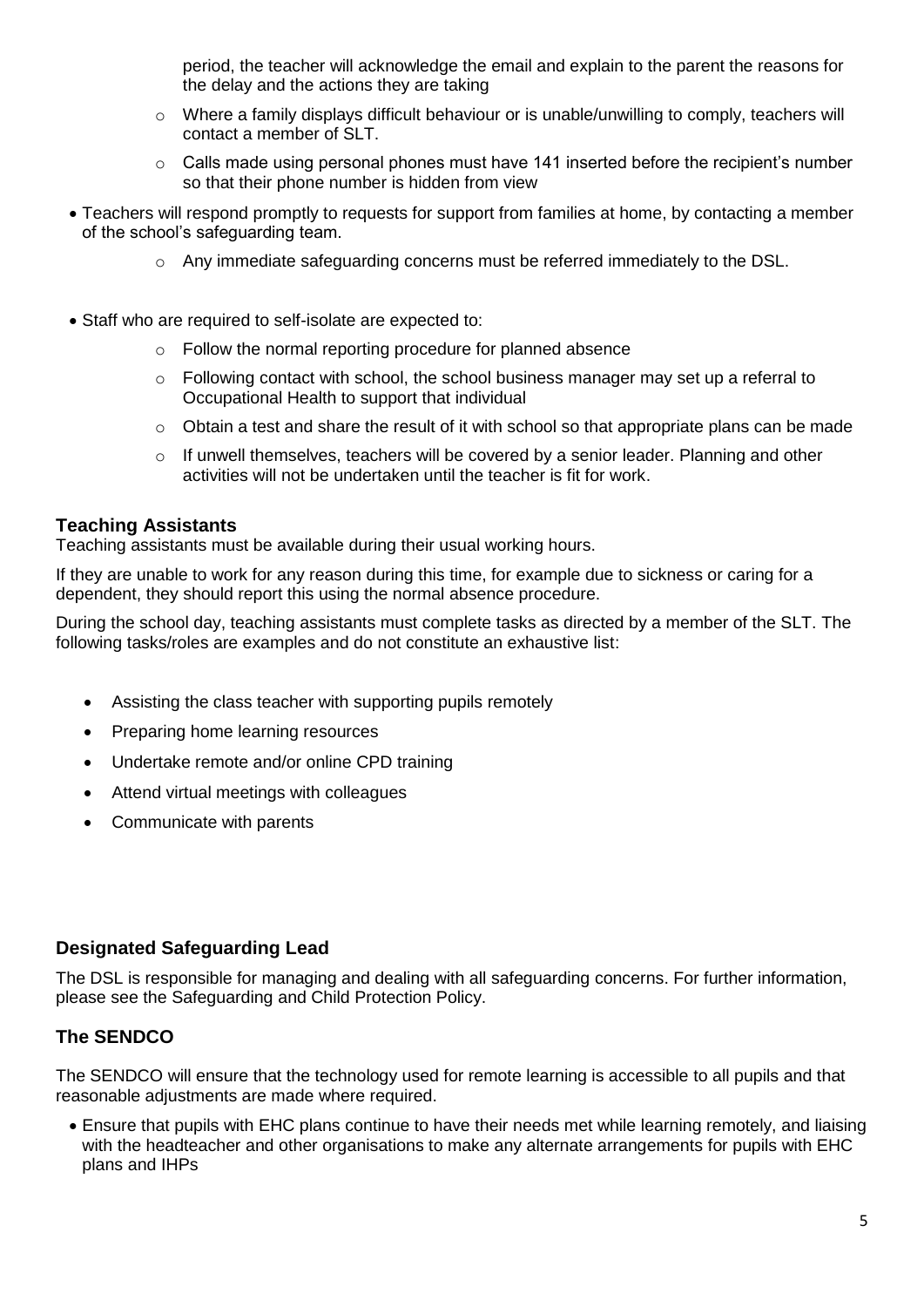period, the teacher will acknowledge the email and explain to the parent the reasons for the delay and the actions they are taking
  - Where a family displays difficult behaviour or is unable/unwilling to comply, teachers will contact a member of SLT.
  - Calls made using personal phones must have 141 inserted before the recipient's number so that their phone number is hidden from view
- Teachers will respond promptly to requests for support from families at home, by contacting a member of the school's safeguarding team.
  - Any immediate safeguarding concerns must be referred immediately to the DSL.
- Staff who are required to self-isolate are expected to:
  - Follow the normal reporting procedure for planned absence
  - Following contact with school, the school business manager may set up a referral to Occupational Health to support that individual
  - Obtain a test and share the result of it with school so that appropriate plans can be made
  - If unwell themselves, teachers will be covered by a senior leader. Planning and other activities will not be undertaken until the teacher is fit for work.

### Teaching Assistants

Teaching assistants must be available during their usual working hours.

If they are unable to work for any reason during this time, for example due to sickness or caring for a dependent, they should report this using the normal absence procedure.

During the school day, teaching assistants must complete tasks as directed by a member of the SLT. The following tasks/roles are examples and do not constitute an exhaustive list:

- Assisting the class teacher with supporting pupils remotely
- Preparing home learning resources
- Undertake remote and/or online CPD training
- Attend virtual meetings with colleagues
- Communicate with parents

### Designated Safeguarding Lead

The DSL is responsible for managing and dealing with all safeguarding concerns. For further information, please see the Safeguarding and Child Protection Policy.

### The SENDCO

The SENDCO will ensure that the technology used for remote learning is accessible to all pupils and that reasonable adjustments are made where required.

- Ensure that pupils with EHC plans continue to have their needs met while learning remotely, and liaising with the headteacher and other organisations to make any alternate arrangements for pupils with EHC plans and IHPs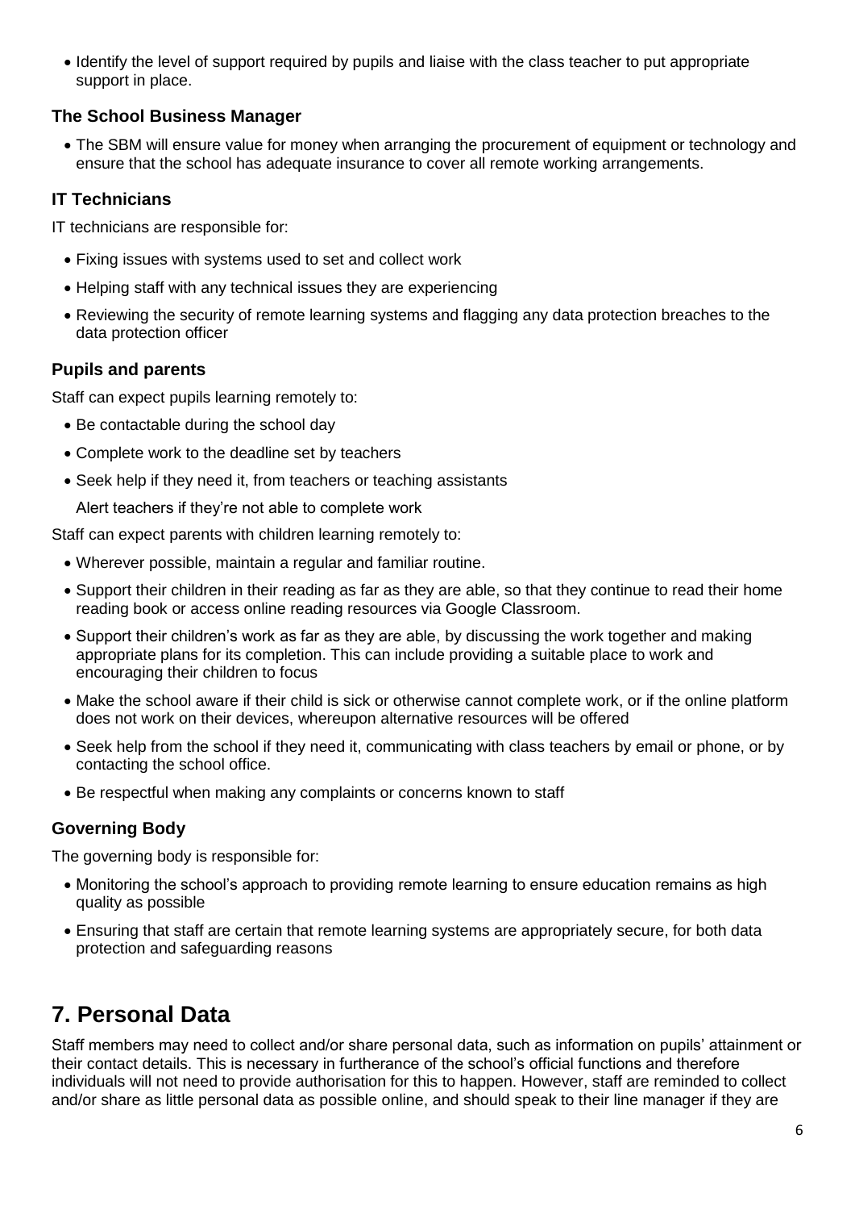- Identify the level of support required by pupils and liaise with the class teacher to put appropriate support in place.

### The School Business Manager

- The SBM will ensure value for money when arranging the procurement of equipment or technology and ensure that the school has adequate insurance to cover all remote working arrangements.

### IT Technicians

IT technicians are responsible for:

- Fixing issues with systems used to set and collect work
- Helping staff with any technical issues they are experiencing
- Reviewing the security of remote learning systems and flagging any data protection breaches to the data protection officer

### Pupils and parents

Staff can expect pupils learning remotely to:

- Be contactable during the school day
- Complete work to the deadline set by teachers
- Seek help if they need it, from teachers or teaching assistants

  Alert teachers if they're not able to complete work

Staff can expect parents with children learning remotely to:

- Wherever possible, maintain a regular and familiar routine.
- Support their children in their reading as far as they are able, so that they continue to read their home reading book or access online reading resources via Google Classroom.
- Support their children's work as far as they are able, by discussing the work together and making appropriate plans for its completion. This can include providing a suitable place to work and encouraging their children to focus
- Make the school aware if their child is sick or otherwise cannot complete work, or if the online platform does not work on their devices, whereupon alternative resources will be offered
- Seek help from the school if they need it, communicating with class teachers by email or phone, or by contacting the school office.
- Be respectful when making any complaints or concerns known to staff

### Governing Body

The governing body is responsible for:

- Monitoring the school's approach to providing remote learning to ensure education remains as high quality as possible
- Ensuring that staff are certain that remote learning systems are appropriately secure, for both data protection and safeguarding reasons

## 7. Personal Data

Staff members may need to collect and/or share personal data, such as information on pupils' attainment or their contact details. This is necessary in furtherance of the school's official functions and therefore individuals will not need to provide authorisation for this to happen. However, staff are reminded to collect and/or share as little personal data as possible online, and should speak to their line manager if they are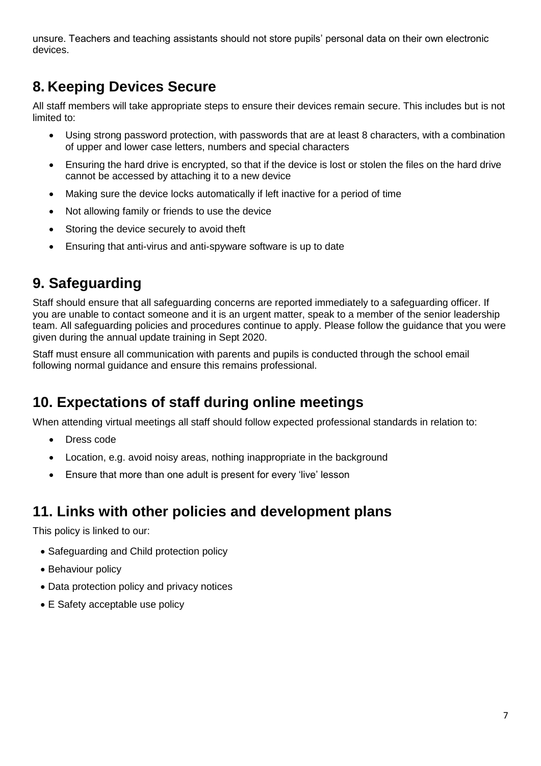unsure. Teachers and teaching assistants should not store pupils' personal data on their own electronic devices.

## 8. Keeping Devices Secure

All staff members will take appropriate steps to ensure their devices remain secure. This includes but is not limited to:

- Using strong password protection, with passwords that are at least 8 characters, with a combination of upper and lower case letters, numbers and special characters
- Ensuring the hard drive is encrypted, so that if the device is lost or stolen the files on the hard drive cannot be accessed by attaching it to a new device
- Making sure the device locks automatically if left inactive for a period of time
- Not allowing family or friends to use the device
- Storing the device securely to avoid theft
- Ensuring that anti-virus and anti-spyware software is up to date

## 9. Safeguarding

Staff should ensure that all safeguarding concerns are reported immediately to a safeguarding officer. If you are unable to contact someone and it is an urgent matter, speak to a member of the senior leadership team. All safeguarding policies and procedures continue to apply. Please follow the guidance that you were given during the annual update training in Sept 2020.

Staff must ensure all communication with parents and pupils is conducted through the school email following normal guidance and ensure this remains professional.

## 10. Expectations of staff during online meetings

When attending virtual meetings all staff should follow expected professional standards in relation to:

- Dress code
- Location, e.g. avoid noisy areas, nothing inappropriate in the background
- Ensure that more than one adult is present for every 'live' lesson

## 11. Links with other policies and development plans

This policy is linked to our:

- Safeguarding and Child protection policy
- Behaviour policy
- Data protection policy and privacy notices
- E Safety acceptable use policy